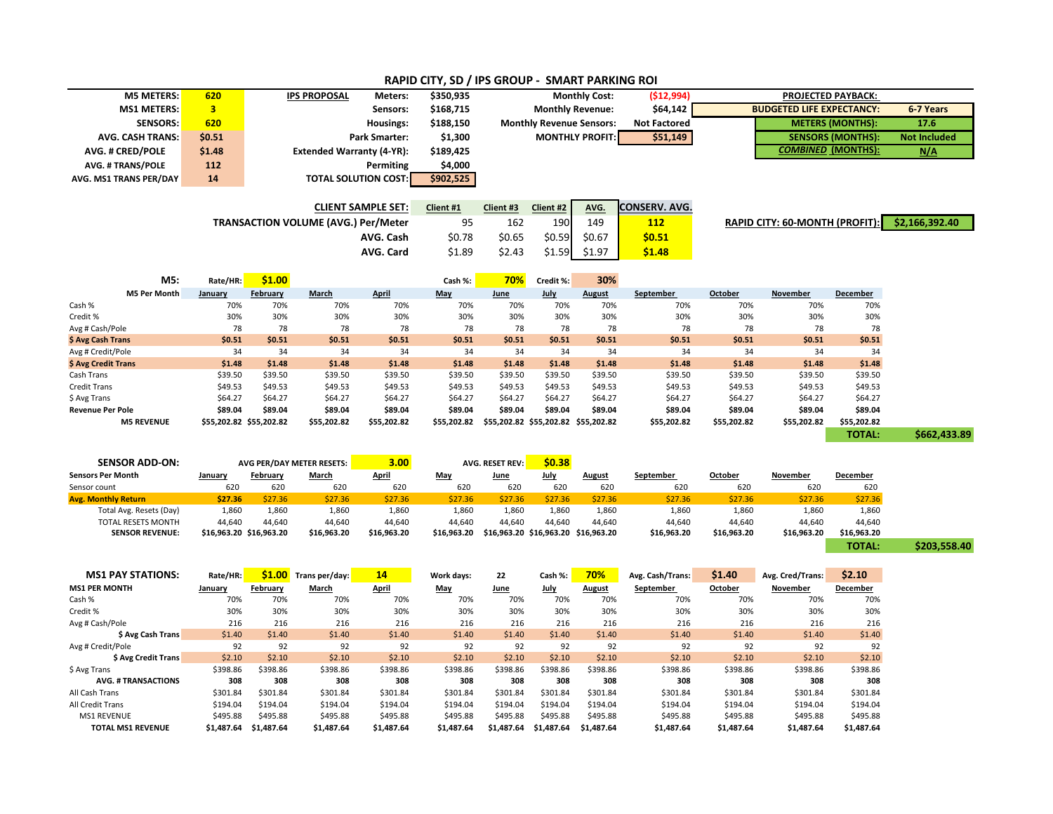# RAPID CITY, SD / IPS GROUP - SMART PARKING ROI

| | | | | | | | |
|---|---|---|---|---|---|---|---|
| **M5 METERS:** | **620** | **IPS PROPOSAL** | **Meters:** | **$350,935** | **Monthly Cost:** | **($12,994)** | |
| **MS1 METERS:** | **3** | | **Sensors:** | **$168,715** | **Monthly Revenue:** | **$64,142** | |
| **SENSORS:** | **620** | | **Housings:** | **$188,150** | **Monthly Revenue Sensors:** | **Not Factored** | |
| **AVG. CASH TRANS:** | **$0.51** | | **Park Smarter:** | **$1,300** | **MONTHLY PROFIT:** | **$51,149** | |
| **AVG. # CRED/POLE** | **$1.48** | | **Extended Warranty (4-YR):** | **$189,425** | | | |
| **AVG. # TRANS/POLE** | **112** | | **Permiting** | **$4,000** | | | |
| **AVG. MS1 TRANS PER/DAY** | **14** | | **TOTAL SOLUTION COST:** | **$902,525** | | | |

| **PROJECTED PAYBACK:** | |
|---|---|
| **BUDGETED LIFE EXPECTANCY:** | **6-7 Years** |
| **METERS (MONTHS):** | **17.6** |
| **SENSORS (MONTHS):** | **Not Included** |
| ***COMBINED* (MONTHS):** | **N/A** |

| **CLIENT SAMPLE SET:** | **Client #1** | **Client #3** | **Client #2** | **AVG.** | **CONSERV. AVG.** |
|---|---|---|---|---|---|
| **TRANSACTION VOLUME (AVG.) Per/Meter** | 95 | 162 | 190 | 149 | **112** |
| **AVG. Cash** | $0.78 | $0.65 | $0.59 | $0.67 | **$0.51** |
| **AVG. Card** | $1.89 | $2.43 | $1.59 | $1.97 | **$1.48** |

**RAPID CITY: 60-MONTH (PROFIT): $2,166,392.40**

## M5:

Rate/HR: **$1.00** | Cash %: **70%** | Credit %: **30%**

| **M5 Per Month** | **January** | **February** | **March** | **April** | **May** | **June** | **July** | **August** | **September** | **October** | **November** | **December** |
|---|---|---|---|---|---|---|---|---|---|---|---|---|
| Cash % | 70% | 70% | 70% | 70% | 70% | 70% | 70% | 70% | 70% | 70% | 70% | 70% |
| Credit % | 30% | 30% | 30% | 30% | 30% | 30% | 30% | 30% | 30% | 30% | 30% | 30% |
| Avg # Cash/Pole | 78 | 78 | 78 | 78 | 78 | 78 | 78 | 78 | 78 | 78 | 78 | 78 |
| **$ Avg Cash Trans** | **$0.51** | **$0.51** | **$0.51** | **$0.51** | **$0.51** | **$0.51** | **$0.51** | **$0.51** | **$0.51** | **$0.51** | **$0.51** | **$0.51** |
| Avg # Credit/Pole | 34 | 34 | 34 | 34 | 34 | 34 | 34 | 34 | 34 | 34 | 34 | 34 |
| **$ Avg Credit Trans** | **$1.48** | **$1.48** | **$1.48** | **$1.48** | **$1.48** | **$1.48** | **$1.48** | **$1.48** | **$1.48** | **$1.48** | **$1.48** | **$1.48** |
| Cash Trans | $39.50 | $39.50 | $39.50 | $39.50 | $39.50 | $39.50 | $39.50 | $39.50 | $39.50 | $39.50 | $39.50 | $39.50 |
| Credit Trans | $49.53 | $49.53 | $49.53 | $49.53 | $49.53 | $49.53 | $49.53 | $49.53 | $49.53 | $49.53 | $49.53 | $49.53 |
| $ Avg Trans | $64.27 | $64.27 | $64.27 | $64.27 | $64.27 | $64.27 | $64.27 | $64.27 | $64.27 | $64.27 | $64.27 | $64.27 |
| **Revenue Per Pole** | **$89.04** | **$89.04** | **$89.04** | **$89.04** | **$89.04** | **$89.04** | **$89.04** | **$89.04** | **$89.04** | **$89.04** | **$89.04** | **$89.04** |
| **M5 REVENUE** | **$55,202.82** | **$55,202.82** | **$55,202.82** | **$55,202.82** | **$55,202.82** | **$55,202.82** | **$55,202.82** | **$55,202.82** | **$55,202.82** | **$55,202.82** | **$55,202.82** | **$55,202.82** |

**TOTAL: $662,433.89**

## SENSOR ADD-ON:

AVG PER/DAY METER RESETS: **3.00** | AVG. RESET REV: **$0.38**

| **Sensors Per Month** | **January** | **February** | **March** | **April** | **May** | **June** | **July** | **August** | **September** | **October** | **November** | **December** |
|---|---|---|---|---|---|---|---|---|---|---|---|---|
| Sensor count | 620 | 620 | 620 | 620 | 620 | 620 | 620 | 620 | 620 | 620 | 620 | 620 |
| **Avg. Monthly Return** | **$27.36** | $27.36 | $27.36 | $27.36 | $27.36 | $27.36 | $27.36 | $27.36 | $27.36 | $27.36 | $27.36 | $27.36 |
| Total Avg. Resets (Day) | 1,860 | 1,860 | 1,860 | 1,860 | 1,860 | 1,860 | 1,860 | 1,860 | 1,860 | 1,860 | 1,860 | 1,860 |
| TOTAL RESETS MONTH | 44,640 | 44,640 | 44,640 | 44,640 | 44,640 | 44,640 | 44,640 | 44,640 | 44,640 | 44,640 | 44,640 | 44,640 |
| **SENSOR REVENUE:** | **$16,963.20** | **$16,963.20** | **$16,963.20** | **$16,963.20** | **$16,963.20** | **$16,963.20** | **$16,963.20** | **$16,963.20** | **$16,963.20** | **$16,963.20** | **$16,963.20** | **$16,963.20** |

**TOTAL: $203,558.40**

## MS1 PAY STATIONS:

Rate/HR: **$1.00** | Trans per/day: **14** | Work days: **22** | Cash %: **70%** | Avg. Cash/Trans: **$1.40** | Avg. Cred/Trans: **$2.10**

| **MS1 PER MONTH** | **January** | **February** | **March** | **April** | **May** | **June** | **July** | **August** | **September** | **October** | **November** | **December** |
|---|---|---|---|---|---|---|---|---|---|---|---|---|
| Cash % | 70% | 70% | 70% | 70% | 70% | 70% | 70% | 70% | 70% | 70% | 70% | 70% |
| Credit % | 30% | 30% | 30% | 30% | 30% | 30% | 30% | 30% | 30% | 30% | 30% | 30% |
| Avg # Cash/Pole | 216 | 216 | 216 | 216 | 216 | 216 | 216 | 216 | 216 | 216 | 216 | 216 |
| **$ Avg Cash Trans** | $1.40 | $1.40 | $1.40 | $1.40 | $1.40 | $1.40 | $1.40 | $1.40 | $1.40 | $1.40 | $1.40 | $1.40 |
| Avg # Credit/Pole | 92 | 92 | 92 | 92 | 92 | 92 | 92 | 92 | 92 | 92 | 92 | 92 |
| **$ Avg Credit Trans** | $2.10 | $2.10 | $2.10 | $2.10 | $2.10 | $2.10 | $2.10 | $2.10 | $2.10 | $2.10 | $2.10 | $2.10 |
| $ Avg Trans | $398.86 | $398.86 | $398.86 | $398.86 | $398.86 | $398.86 | $398.86 | $398.86 | $398.86 | $398.86 | $398.86 | $398.86 |
| **AVG. # TRANSACTIONS** | **308** | **308** | **308** | **308** | **308** | **308** | **308** | **308** | **308** | **308** | **308** | **308** |
| All Cash Trans | $301.84 | $301.84 | $301.84 | $301.84 | $301.84 | $301.84 | $301.84 | $301.84 | $301.84 | $301.84 | $301.84 | $301.84 |
| All Credit Trans | $194.04 | $194.04 | $194.04 | $194.04 | $194.04 | $194.04 | $194.04 | $194.04 | $194.04 | $194.04 | $194.04 | $194.04 |
| MS1 REVENUE | $495.88 | $495.88 | $495.88 | $495.88 | $495.88 | $495.88 | $495.88 | $495.88 | $495.88 | $495.88 | $495.88 | $495.88 |
| **TOTAL MS1 REVENUE** | **$1,487.64** | **$1,487.64** | **$1,487.64** | **$1,487.64** | **$1,487.64** | **$1,487.64** | **$1,487.64** | **$1,487.64** | **$1,487.64** | **$1,487.64** | **$1,487.64** | **$1,487.64** |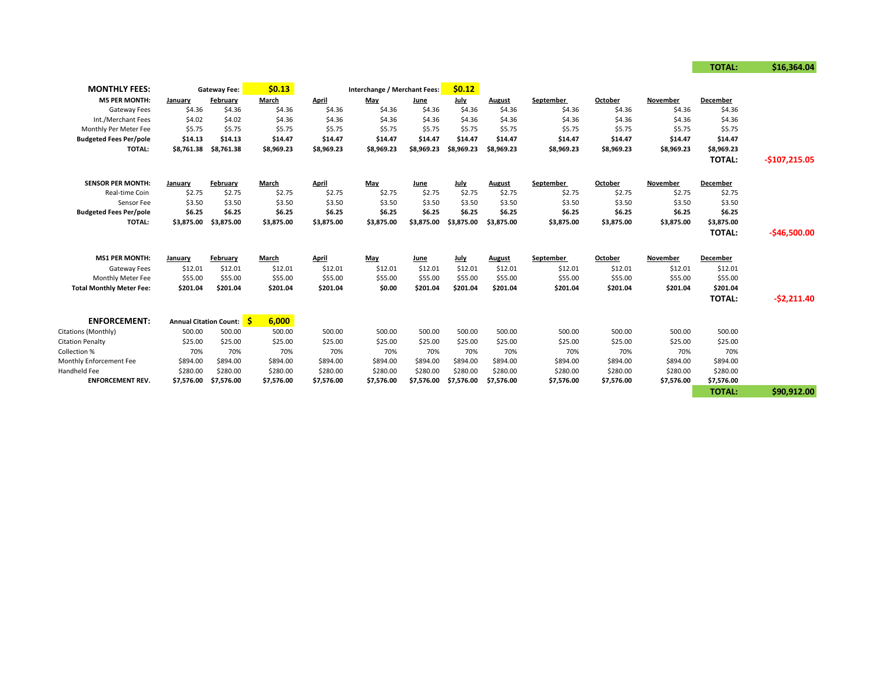| | | | | | | | | | | | | | |
|---|---|---|---|---|---|---|---|---|---|---|---|---|---|
| | | | | | | | | | | | | **TOTAL:** | **$16,364.04** |
| **MONTHLY FEES:** | **Gateway Fee:** | | **$0.13** | | **Interchange / Merchant Fees:** | | **$0.12** | | | | | | |
| **M5 PER MONTH:** | **January** | **February** | **March** | **April** | **May** | **June** | **July** | **August** | **September** | **October** | **November** | **December** | |
| Gateway Fees | $4.36 | $4.36 | $4.36 | $4.36 | $4.36 | $4.36 | $4.36 | $4.36 | $4.36 | $4.36 | $4.36 | $4.36 | |
| Int./Merchant Fees | $4.02 | $4.02 | $4.36 | $4.36 | $4.36 | $4.36 | $4.36 | $4.36 | $4.36 | $4.36 | $4.36 | $4.36 | |
| Monthly Per Meter Fee | $5.75 | $5.75 | $5.75 | $5.75 | $5.75 | $5.75 | $5.75 | $5.75 | $5.75 | $5.75 | $5.75 | $5.75 | |
| **Budgeted Fees Per/pole** | **$14.13** | **$14.13** | **$14.47** | **$14.47** | **$14.47** | **$14.47** | **$14.47** | **$14.47** | **$14.47** | **$14.47** | **$14.47** | **$14.47** | |
| **TOTAL:** | **$8,761.38** | **$8,761.38** | **$8,969.23** | **$8,969.23** | **$8,969.23** | **$8,969.23** | **$8,969.23** | **$8,969.23** | **$8,969.23** | **$8,969.23** | **$8,969.23** | **$8,969.23** | |
| | | | | | | | | | | | | **TOTAL:** | **-$107,215.05** |
| **SENSOR PER MONTH:** | **January** | **February** | **March** | **April** | **May** | **June** | **July** | **August** | **September** | **October** | **November** | **December** | |
| Real-time Coin | $2.75 | $2.75 | $2.75 | $2.75 | $2.75 | $2.75 | $2.75 | $2.75 | $2.75 | $2.75 | $2.75 | $2.75 | |
| Sensor Fee | $3.50 | $3.50 | $3.50 | $3.50 | $3.50 | $3.50 | $3.50 | $3.50 | $3.50 | $3.50 | $3.50 | $3.50 | |
| **Budgeted Fees Per/pole** | **$6.25** | **$6.25** | **$6.25** | **$6.25** | **$6.25** | **$6.25** | **$6.25** | **$6.25** | **$6.25** | **$6.25** | **$6.25** | **$6.25** | |
| **TOTAL:** | **$3,875.00** | **$3,875.00** | **$3,875.00** | **$3,875.00** | **$3,875.00** | **$3,875.00** | **$3,875.00** | **$3,875.00** | **$3,875.00** | **$3,875.00** | **$3,875.00** | **$3,875.00** | |
| | | | | | | | | | | | | **TOTAL:** | **-$46,500.00** |
| **MS1 PER MONTH:** | **January** | **February** | **March** | **April** | **May** | **June** | **July** | **August** | **September** | **October** | **November** | **December** | |
| Gateway Fees | $12.01 | $12.01 | $12.01 | $12.01 | $12.01 | $12.01 | $12.01 | $12.01 | $12.01 | $12.01 | $12.01 | $12.01 | |
| Monthly Meter Fee | $55.00 | $55.00 | $55.00 | $55.00 | $55.00 | $55.00 | $55.00 | $55.00 | $55.00 | $55.00 | $55.00 | $55.00 | |
| **Total Monthly Meter Fee:** | **$201.04** | **$201.04** | **$201.04** | **$201.04** | **$0.00** | **$201.04** | **$201.04** | **$201.04** | **$201.04** | **$201.04** | **$201.04** | **$201.04** | |
| | | | | | | | | | | | | **TOTAL:** | **-$2,211.40** |
| **ENFORCEMENT:** | **Annual Citation Count:** | | **$ 6,000** | | | | | | | | | | |
| Citations (Monthly) | 500.00 | 500.00 | 500.00 | 500.00 | 500.00 | 500.00 | 500.00 | 500.00 | 500.00 | 500.00 | 500.00 | 500.00 | |
| Citation Penalty | $25.00 | $25.00 | $25.00 | $25.00 | $25.00 | $25.00 | $25.00 | $25.00 | $25.00 | $25.00 | $25.00 | $25.00 | |
| Collection % | 70% | 70% | 70% | 70% | 70% | 70% | 70% | 70% | 70% | 70% | 70% | 70% | |
| Monthly Enforcement Fee | $894.00 | $894.00 | $894.00 | $894.00 | $894.00 | $894.00 | $894.00 | $894.00 | $894.00 | $894.00 | $894.00 | $894.00 | |
| Handheld Fee | $280.00 | $280.00 | $280.00 | $280.00 | $280.00 | $280.00 | $280.00 | $280.00 | $280.00 | $280.00 | $280.00 | $280.00 | |
| **ENFORCEMENT REV.** | **$7,576.00** | **$7,576.00** | **$7,576.00** | **$7,576.00** | **$7,576.00** | **$7,576.00** | **$7,576.00** | **$7,576.00** | **$7,576.00** | **$7,576.00** | **$7,576.00** | **$7,576.00** | |
| | | | | | | | | | | | | **TOTAL:** | **$90,912.00** |